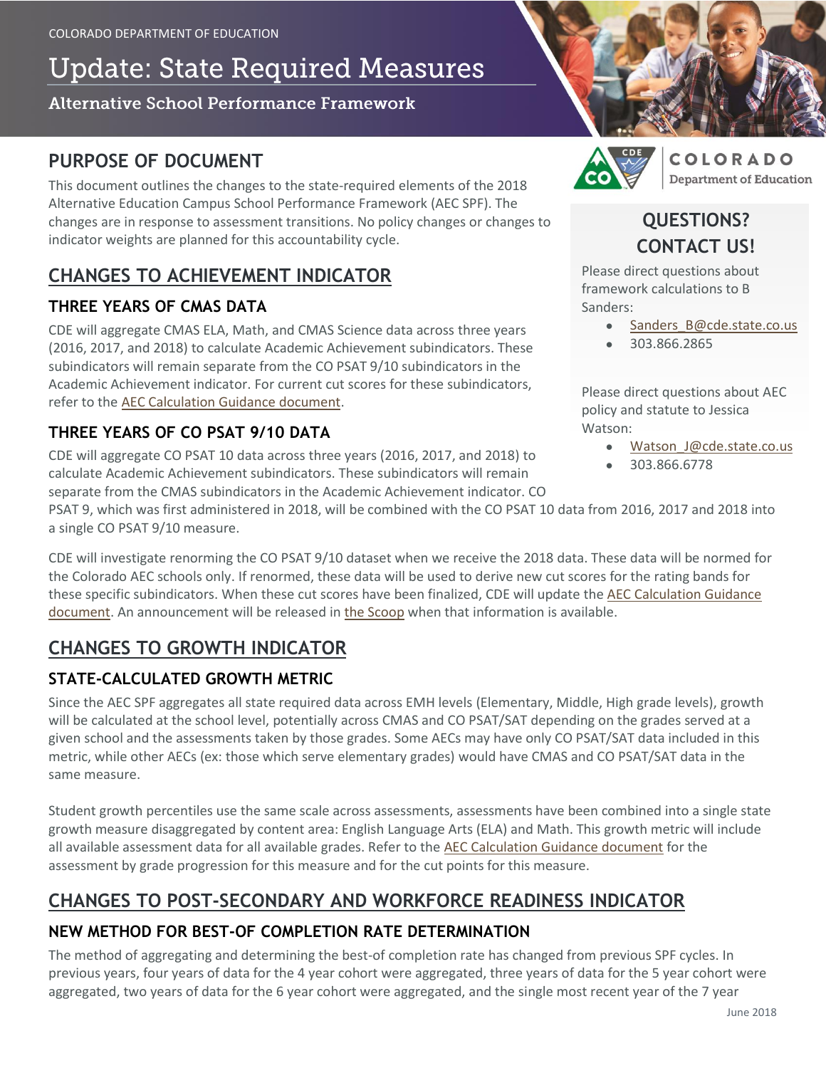COLORADO DEPARTMENT OF EDUCATION

# Update: State Required Measures

Alternative School Performance Framework

## PURPOSE OF DOCUMENT

This document outlines the changes to the state-required elements of the 2018 Alternative Education Campus School Performance Framework (AEC SPF). The changes are in response to assessment transitions. No policy changes or changes to indicator weights are planned for this accountability cycle.

## QUESTIONS? CONTACT US!

Please direct questions about framework calculations to B Sanders:

- Sanders_B@cde.state.co.us
- 303.866.2865

Please direct questions about AEC policy and statute to Jessica Watson:

- Watson_J@cde.state.co.us
- 303.866.6778

## CHANGES TO ACHIEVEMENT INDICATOR

### THREE YEARS OF CMAS DATA

CDE will aggregate CMAS ELA, Math, and CMAS Science data across three years (2016, 2017, and 2018) to calculate Academic Achievement subindicators. These subindicators will remain separate from the CO PSAT 9/10 subindicators in the Academic Achievement indicator. For current cut scores for these subindicators, refer to the AEC Calculation Guidance document.

### THREE YEARS OF CO PSAT 9/10 DATA

CDE will aggregate CO PSAT 10 data across three years (2016, 2017, and 2018) to calculate Academic Achievement subindicators. These subindicators will remain separate from the CMAS subindicators in the Academic Achievement indicator. CO PSAT 9, which was first administered in 2018, will be combined with the CO PSAT 10 data from 2016, 2017 and 2018 into a single CO PSAT 9/10 measure.

CDE will investigate renorming the CO PSAT 9/10 dataset when we receive the 2018 data. These data will be normed for the Colorado AEC schools only. If renormed, these data will be used to derive new cut scores for the rating bands for these specific subindicators. When these cut scores have been finalized, CDE will update the AEC Calculation Guidance document. An announcement will be released in the Scoop when that information is available.

## CHANGES TO GROWTH INDICATOR

### STATE-CALCULATED GROWTH METRIC

Since the AEC SPF aggregates all state required data across EMH levels (Elementary, Middle, High grade levels), growth will be calculated at the school level, potentially across CMAS and CO PSAT/SAT depending on the grades served at a given school and the assessments taken by those grades. Some AECs may have only CO PSAT/SAT data included in this metric, while other AECs (ex: those which serve elementary grades) would have CMAS and CO PSAT/SAT data in the same measure.

Student growth percentiles use the same scale across assessments, assessments have been combined into a single state growth measure disaggregated by content area: English Language Arts (ELA) and Math. This growth metric will include all available assessment data for all available grades. Refer to the AEC Calculation Guidance document for the assessment by grade progression for this measure and for the cut points for this measure.

## CHANGES TO POST-SECONDARY AND WORKFORCE READINESS INDICATOR

### NEW METHOD FOR BEST-OF COMPLETION RATE DETERMINATION

The method of aggregating and determining the best-of completion rate has changed from previous SPF cycles. In previous years, four years of data for the 4 year cohort were aggregated, three years of data for the 5 year cohort were aggregated, two years of data for the 6 year cohort were aggregated, and the single most recent year of the 7 year

June 2018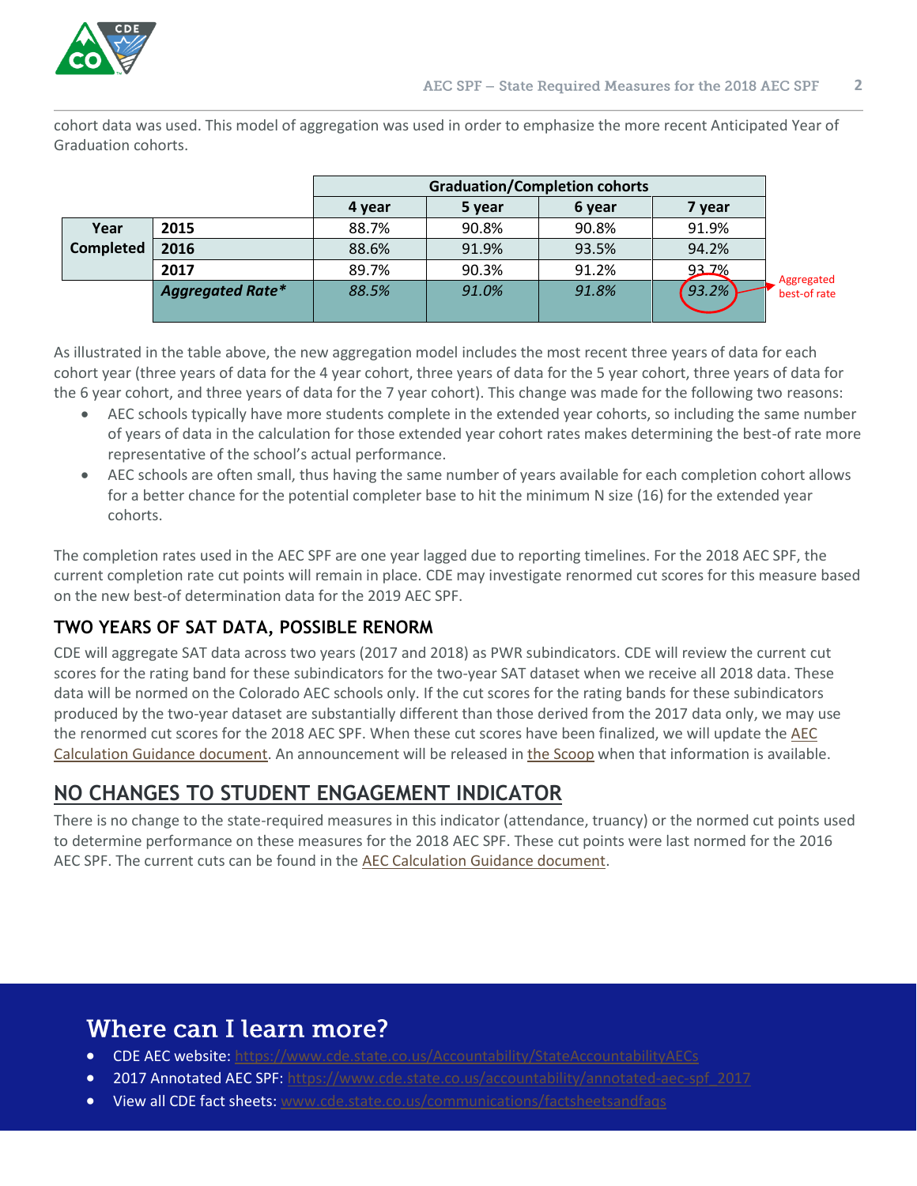cohort data was used. This model of aggregation was used in order to emphasize the more recent Anticipated Year of Graduation cohorts.

| | | Graduation/Completion cohorts | | | |
|---|---|---|---|---|---|
| | | 4 year | 5 year | 6 year | 7 year |
| Year Completed | 2015 | 88.7% | 90.8% | 90.8% | 91.9% |
| | 2016 | 88.6% | 91.9% | 93.5% | 94.2% |
| | 2017 | 89.7% | 90.3% | 91.2% | 93.7% |
| | *Aggregated Rate** | *88.5%* | *91.0%* | *91.8%* | *93.2%* |

Aggregated best-of rate

As illustrated in the table above, the new aggregation model includes the most recent three years of data for each cohort year (three years of data for the 4 year cohort, three years of data for the 5 year cohort, three years of data for the 6 year cohort, and three years of data for the 7 year cohort). This change was made for the following two reasons:

- AEC schools typically have more students complete in the extended year cohorts, so including the same number of years of data in the calculation for those extended year cohort rates makes determining the best-of rate more representative of the school's actual performance.
- AEC schools are often small, thus having the same number of years available for each completion cohort allows for a better chance for the potential completer base to hit the minimum N size (16) for the extended year cohorts.

The completion rates used in the AEC SPF are one year lagged due to reporting timelines. For the 2018 AEC SPF, the current completion rate cut points will remain in place. CDE may investigate renormed cut scores for this measure based on the new best-of determination data for the 2019 AEC SPF.

### TWO YEARS OF SAT DATA, POSSIBLE RENORM

CDE will aggregate SAT data across two years (2017 and 2018) as PWR subindicators. CDE will review the current cut scores for the rating band for these subindicators for the two-year SAT dataset when we receive all 2018 data. These data will be normed on the Colorado AEC schools only. If the cut scores for the rating bands for these subindicators produced by the two-year dataset are substantially different than those derived from the 2017 data only, we may use the renormed cut scores for the 2018 AEC SPF. When these cut scores have been finalized, we will update the AEC Calculation Guidance document. An announcement will be released in the Scoop when that information is available.

## NO CHANGES TO STUDENT ENGAGEMENT INDICATOR

There is no change to the state-required measures in this indicator (attendance, truancy) or the normed cut points used to determine performance on these measures for the 2018 AEC SPF. These cut points were last normed for the 2016 AEC SPF. The current cuts can be found in the AEC Calculation Guidance document.

## Where can I learn more?

- CDE AEC website: https://www.cde.state.co.us/Accountability/StateAccountabilityAECs
- 2017 Annotated AEC SPF: https://www.cde.state.co.us/accountability/annotated-aec-spf_2017
- View all CDE fact sheets: www.cde.state.co.us/communications/factsheetsandfaqs